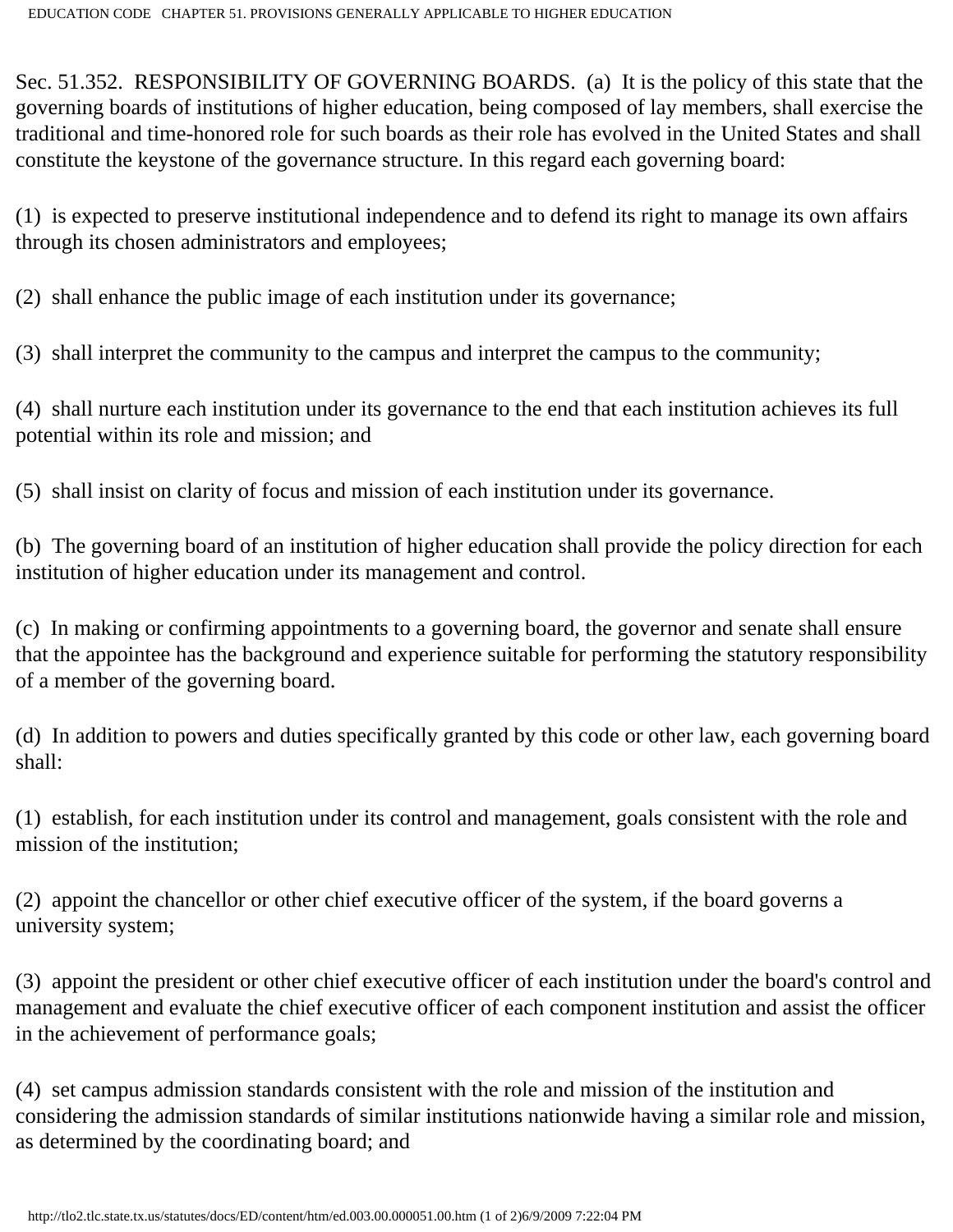Sec. 51.352. RESPONSIBILITY OF GOVERNING BOARDS. (a) It is the policy of this state that the governing boards of institutions of higher education, being composed of lay members, shall exercise the traditional and time-honored role for such boards as their role has evolved in the United States and shall constitute the keystone of the governance structure. In this regard each governing board:

(1) is expected to preserve institutional independence and to defend its right to manage its own affairs through its chosen administrators and employees;

(2) shall enhance the public image of each institution under its governance;

(3) shall interpret the community to the campus and interpret the campus to the community;

(4) shall nurture each institution under its governance to the end that each institution achieves its full potential within its role and mission; and

(5) shall insist on clarity of focus and mission of each institution under its governance.

(b) The governing board of an institution of higher education shall provide the policy direction for each institution of higher education under its management and control.

(c) In making or confirming appointments to a governing board, the governor and senate shall ensure that the appointee has the background and experience suitable for performing the statutory responsibility of a member of the governing board.

(d) In addition to powers and duties specifically granted by this code or other law, each governing board shall:

(1) establish, for each institution under its control and management, goals consistent with the role and mission of the institution;

(2) appoint the chancellor or other chief executive officer of the system, if the board governs a university system;

(3) appoint the president or other chief executive officer of each institution under the board's control and management and evaluate the chief executive officer of each component institution and assist the officer in the achievement of performance goals;

(4) set campus admission standards consistent with the role and mission of the institution and considering the admission standards of similar institutions nationwide having a similar role and mission, as determined by the coordinating board; and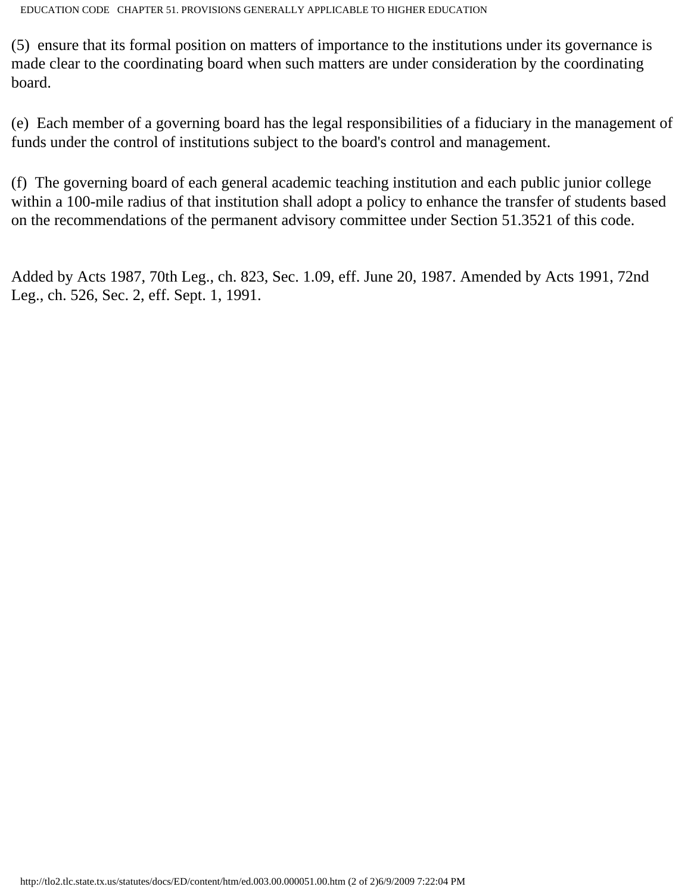(5) ensure that its formal position on matters of importance to the institutions under its governance is made clear to the coordinating board when such matters are under consideration by the coordinating board.

(e) Each member of a governing board has the legal responsibilities of a fiduciary in the management of funds under the control of institutions subject to the board's control and management.

(f) The governing board of each general academic teaching institution and each public junior college within a 100-mile radius of that institution shall adopt a policy to enhance the transfer of students based on the recommendations of the permanent advisory committee under Section 51.3521 of this code.

Added by Acts 1987, 70th Leg., ch. 823, Sec. 1.09, eff. June 20, 1987. Amended by Acts 1991, 72nd Leg., ch. 526, Sec. 2, eff. Sept. 1, 1991.